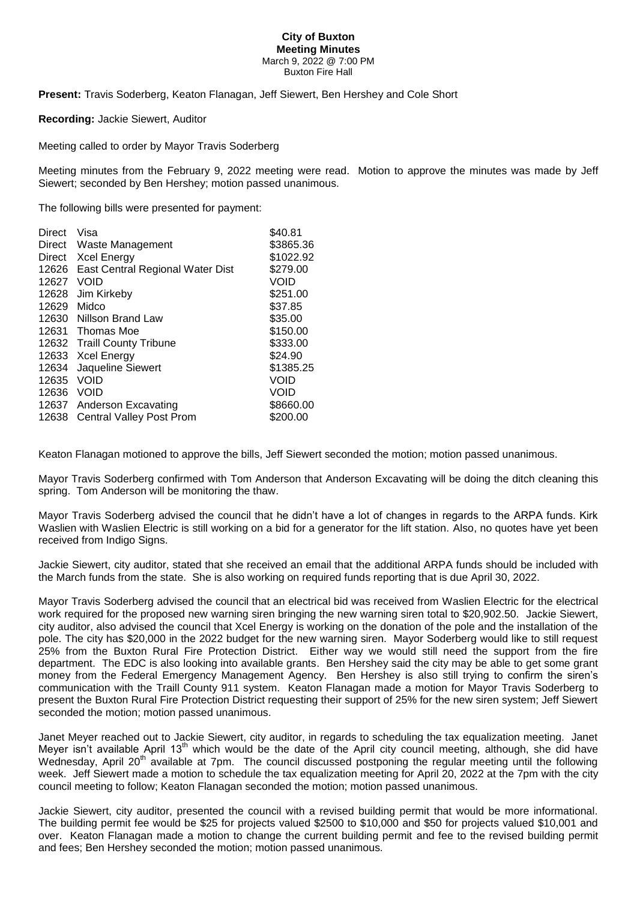# City of Buxton

## Meeting Minutes

March 9, 2022 @ 7:00 PM
Buxton Fire Hall

**Present:** Travis Soderberg, Keaton Flanagan, Jeff Siewert, Ben Hershey and Cole Short

**Recording:** Jackie Siewert, Auditor

Meeting called to order by Mayor Travis Soderberg

Meeting minutes from the February 9, 2022 meeting were read. Motion to approve the minutes was made by Jeff Siewert; seconded by Ben Hershey; motion passed unanimous.

The following bills were presented for payment:

| | | |
|---|---|---|
| Direct | Visa | \$40.81 |
| Direct | Waste Management | \$3865.36 |
| Direct | Xcel Energy | \$1022.92 |
| 12626 | East Central Regional Water Dist | \$279.00 |
| 12627 | VOID | VOID |
| 12628 | Jim Kirkeby | \$251.00 |
| 12629 | Midco | \$37.85 |
| 12630 | Nillson Brand Law | \$35.00 |
| 12631 | Thomas Moe | \$150.00 |
| 12632 | Traill County Tribune | \$333.00 |
| 12633 | Xcel Energy | \$24.90 |
| 12634 | Jaqueline Siewert | \$1385.25 |
| 12635 | VOID | VOID |
| 12636 | VOID | VOID |
| 12637 | Anderson Excavating | \$8660.00 |
| 12638 | Central Valley Post Prom | \$200.00 |

Keaton Flanagan motioned to approve the bills, Jeff Siewert seconded the motion; motion passed unanimous.

Mayor Travis Soderberg confirmed with Tom Anderson that Anderson Excavating will be doing the ditch cleaning this spring. Tom Anderson will be monitoring the thaw.

Mayor Travis Soderberg advised the council that he didn't have a lot of changes in regards to the ARPA funds. Kirk Waslien with Waslien Electric is still working on a bid for a generator for the lift station. Also, no quotes have yet been received from Indigo Signs.

Jackie Siewert, city auditor, stated that she received an email that the additional ARPA funds should be included with the March funds from the state. She is also working on required funds reporting that is due April 30, 2022.

Mayor Travis Soderberg advised the council that an electrical bid was received from Waslien Electric for the electrical work required for the proposed new warning siren bringing the new warning siren total to \$20,902.50. Jackie Siewert, city auditor, also advised the council that Xcel Energy is working on the donation of the pole and the installation of the pole. The city has \$20,000 in the 2022 budget for the new warning siren. Mayor Soderberg would like to still request 25% from the Buxton Rural Fire Protection District. Either way we would still need the support from the fire department. The EDC is also looking into available grants. Ben Hershey said the city may be able to get some grant money from the Federal Emergency Management Agency. Ben Hershey is also still trying to confirm the siren's communication with the Traill County 911 system. Keaton Flanagan made a motion for Mayor Travis Soderberg to present the Buxton Rural Fire Protection District requesting their support of 25% for the new siren system; Jeff Siewert seconded the motion; motion passed unanimous.

Janet Meyer reached out to Jackie Siewert, city auditor, in regards to scheduling the tax equalization meeting. Janet Meyer isn't available April 13th which would be the date of the April city council meeting, although, she did have Wednesday, April 20th available at 7pm. The council discussed postponing the regular meeting until the following week. Jeff Siewert made a motion to schedule the tax equalization meeting for April 20, 2022 at the 7pm with the city council meeting to follow; Keaton Flanagan seconded the motion; motion passed unanimous.

Jackie Siewert, city auditor, presented the council with a revised building permit that would be more informational. The building permit fee would be \$25 for projects valued \$2500 to \$10,000 and \$50 for projects valued \$10,001 and over. Keaton Flanagan made a motion to change the current building permit and fee to the revised building permit and fees; Ben Hershey seconded the motion; motion passed unanimous.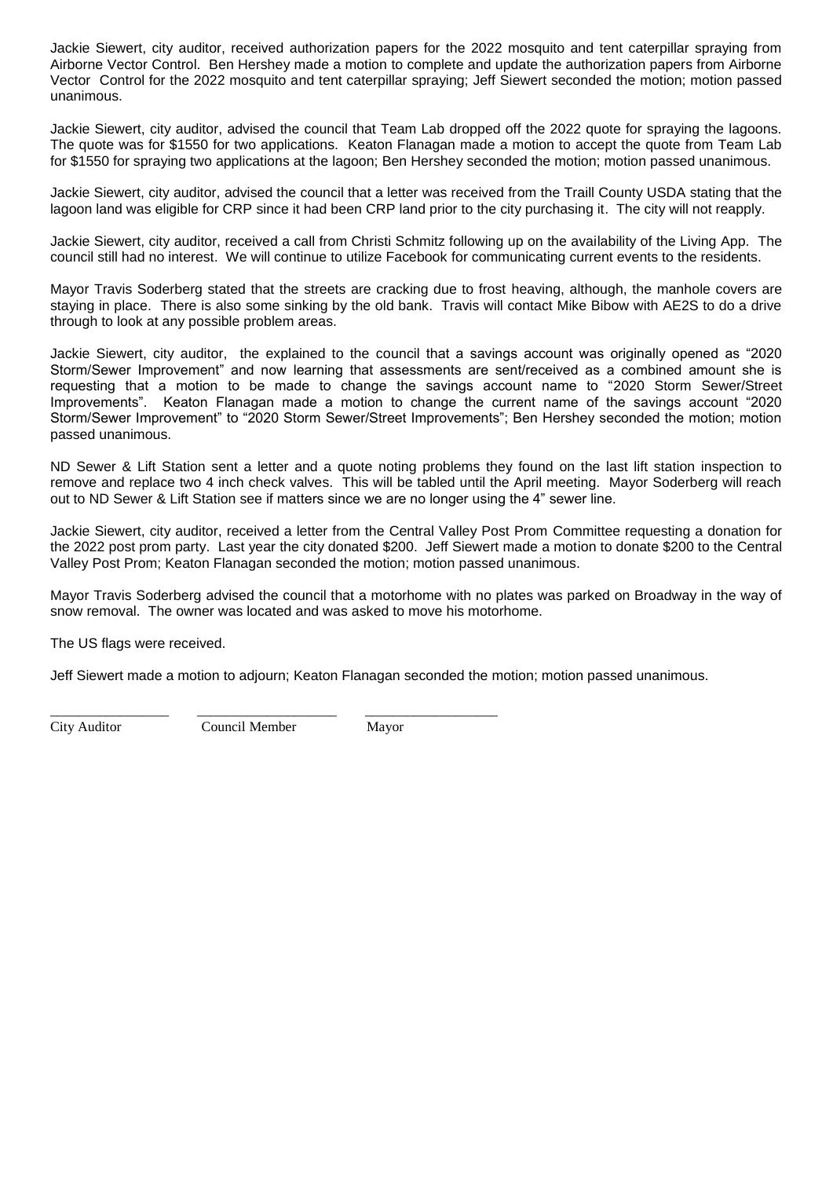Jackie Siewert, city auditor, received authorization papers for the 2022 mosquito and tent caterpillar spraying from Airborne Vector Control. Ben Hershey made a motion to complete and update the authorization papers from Airborne Vector Control for the 2022 mosquito and tent caterpillar spraying; Jeff Siewert seconded the motion; motion passed unanimous.

Jackie Siewert, city auditor, advised the council that Team Lab dropped off the 2022 quote for spraying the lagoons. The quote was for $1550 for two applications. Keaton Flanagan made a motion to accept the quote from Team Lab for $1550 for spraying two applications at the lagoon; Ben Hershey seconded the motion; motion passed unanimous.

Jackie Siewert, city auditor, advised the council that a letter was received from the Traill County USDA stating that the lagoon land was eligible for CRP since it had been CRP land prior to the city purchasing it. The city will not reapply.

Jackie Siewert, city auditor, received a call from Christi Schmitz following up on the availability of the Living App. The council still had no interest. We will continue to utilize Facebook for communicating current events to the residents.

Mayor Travis Soderberg stated that the streets are cracking due to frost heaving, although, the manhole covers are staying in place. There is also some sinking by the old bank. Travis will contact Mike Bibow with AE2S to do a drive through to look at any possible problem areas.

Jackie Siewert, city auditor, the explained to the council that a savings account was originally opened as "2020 Storm/Sewer Improvement" and now learning that assessments are sent/received as a combined amount she is requesting that a motion to be made to change the savings account name to "2020 Storm Sewer/Street Improvements". Keaton Flanagan made a motion to change the current name of the savings account "2020 Storm/Sewer Improvement" to "2020 Storm Sewer/Street Improvements"; Ben Hershey seconded the motion; motion passed unanimous.

ND Sewer & Lift Station sent a letter and a quote noting problems they found on the last lift station inspection to remove and replace two 4 inch check valves. This will be tabled until the April meeting. Mayor Soderberg will reach out to ND Sewer & Lift Station see if matters since we are no longer using the 4" sewer line.

Jackie Siewert, city auditor, received a letter from the Central Valley Post Prom Committee requesting a donation for the 2022 post prom party. Last year the city donated $200. Jeff Siewert made a motion to donate $200 to the Central Valley Post Prom; Keaton Flanagan seconded the motion; motion passed unanimous.

Mayor Travis Soderberg advised the council that a motorhome with no plates was parked on Broadway in the way of snow removal. The owner was located and was asked to move his motorhome.

The US flags were received.

Jeff Siewert made a motion to adjourn; Keaton Flanagan seconded the motion; motion passed unanimous.

________________ ___________________ __________________

City Auditor Council Member Mayor